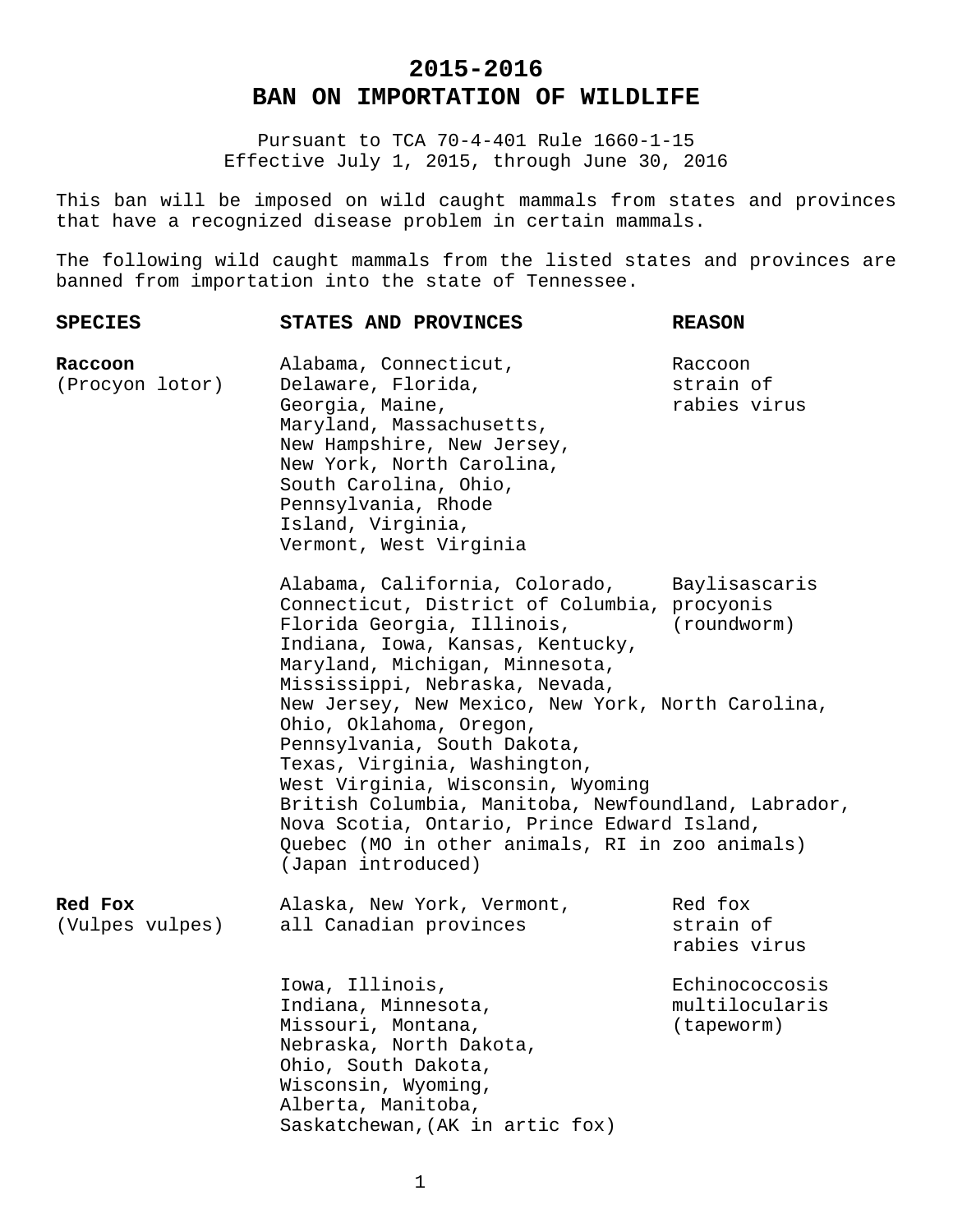# 2015-2016
# BAN ON IMPORTATION OF WILDLIFE

Pursuant to TCA 70-4-401 Rule 1660-1-15
Effective July 1, 2015, through June 30, 2016

This ban will be imposed on wild caught mammals from states and provinces that have a recognized disease problem in certain mammals.

The following wild caught mammals from the listed states and provinces are banned from importation into the state of Tennessee.

| SPECIES | STATES AND PROVINCES | REASON |
|---|---|---|
| **Raccoon** (Procyon lotor) | Alabama, Connecticut, Delaware, Florida, Georgia, Maine, Maryland, Massachusetts, New Hampshire, New Jersey, New York, North Carolina, South Carolina, Ohio, Pennsylvania, Rhode Island, Virginia, Vermont, West Virginia | Raccoon strain of rabies virus |
| | Alabama, California, Colorado, Connecticut, District of Columbia, Florida Georgia, Illinois, Indiana, Iowa, Kansas, Kentucky, Maryland, Michigan, Minnesota, Mississippi, Nebraska, Nevada, New Jersey, New Mexico, New York, North Carolina, Ohio, Oklahoma, Oregon, Pennsylvania, South Dakota, Texas, Virginia, Washington, West Virginia, Wisconsin, Wyoming British Columbia, Manitoba, Newfoundland, Labrador, Nova Scotia, Ontario, Prince Edward Island, Quebec (MO in other animals, RI in zoo animals) (Japan introduced) | Baylisascaris procyonis (roundworm) |
| **Red Fox** (Vulpes vulpes) | Alaska, New York, Vermont, all Canadian provinces | Red fox strain of rabies virus |
| | Iowa, Illinois, Indiana, Minnesota, Missouri, Montana, Nebraska, North Dakota, Ohio, South Dakota, Wisconsin, Wyoming, Alberta, Manitoba, Saskatchewan,(AK in artic fox) | Echinococcosis multilocularis (tapeworm) |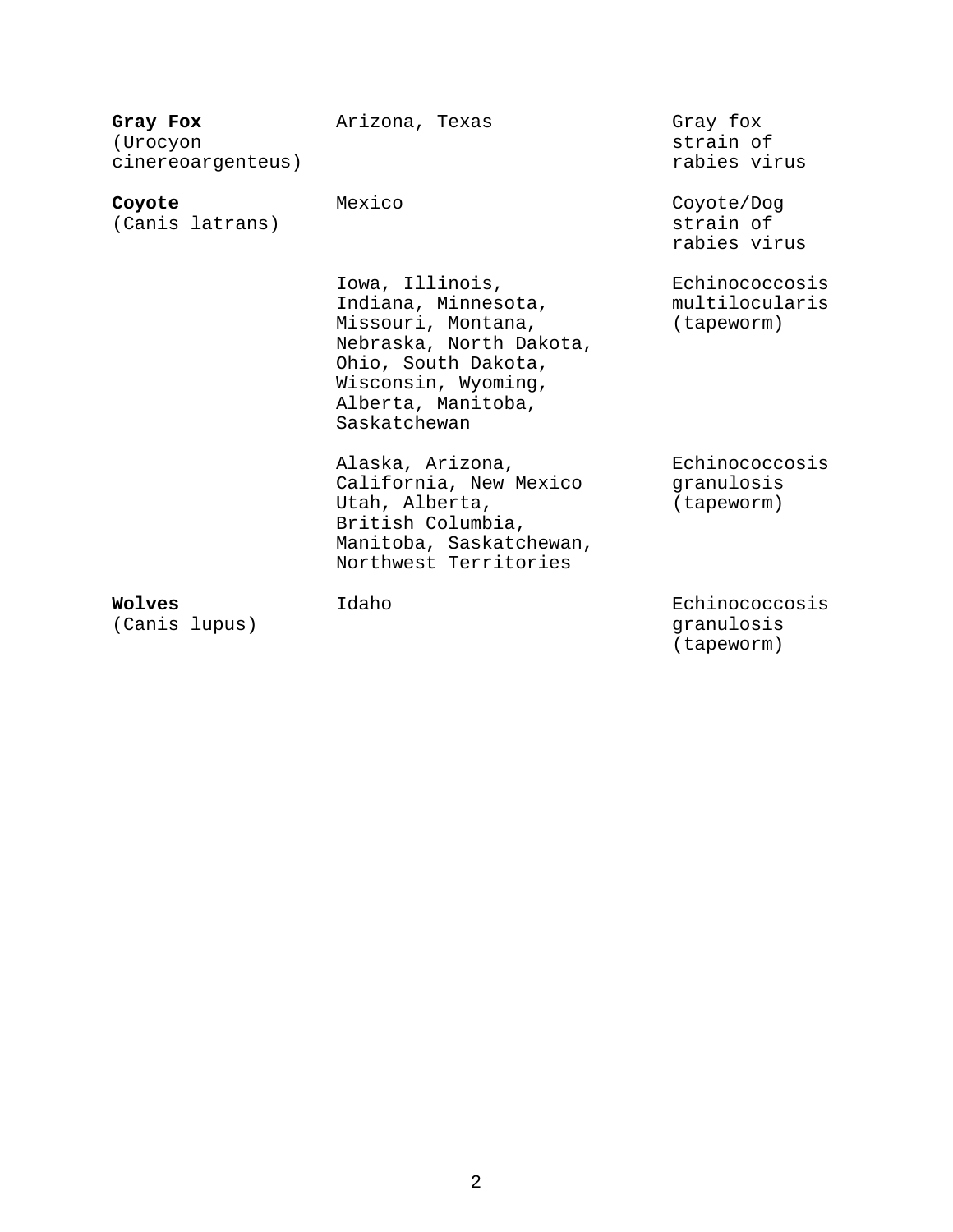| | | |
|---|---|---|
| **Gray Fox** (Urocyon cinereoargenteus) | Arizona, Texas | Gray fox strain of rabies virus |
| **Coyote** (Canis latrans) | Mexico | Coyote/Dog strain of rabies virus |
| | Iowa, Illinois, Indiana, Minnesota, Missouri, Montana, Nebraska, North Dakota, Ohio, South Dakota, Wisconsin, Wyoming, Alberta, Manitoba, Saskatchewan | Echinococcosis multilocularis (tapeworm) |
| | Alaska, Arizona, California, New Mexico Utah, Alberta, British Columbia, Manitoba, Saskatchewan, Northwest Territories | Echinococcosis granulosis (tapeworm) |
| **Wolves** (Canis lupus) | Idaho | Echinococcosis granulosis (tapeworm) |